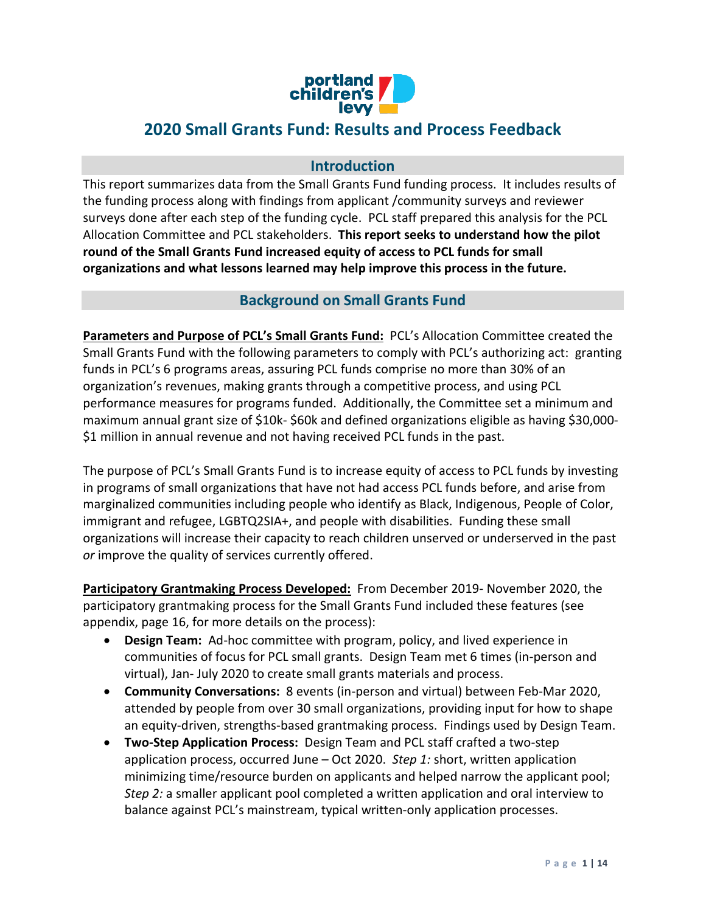# 2020 Small Grants Fund: Results and Process Feedback

## Introduction

This report summarizes data from the Small Grants Fund funding process. It includes results of the funding process along with findings from applicant /community surveys and reviewer surveys done after each step of the funding cycle. PCL staff prepared this analysis for the PCL Allocation Committee and PCL stakeholders. **This report seeks to understand how the pilot round of the Small Grants Fund increased equity of access to PCL funds for small organizations and what lessons learned may help improve this process in the future.**

## Background on Small Grants Fund

**Parameters and Purpose of PCL's Small Grants Fund:** PCL's Allocation Committee created the Small Grants Fund with the following parameters to comply with PCL's authorizing act: granting funds in PCL's 6 programs areas, assuring PCL funds comprise no more than 30% of an organization's revenues, making grants through a competitive process, and using PCL performance measures for programs funded. Additionally, the Committee set a minimum and maximum annual grant size of $10k- $60k and defined organizations eligible as having $30,000-$1 million in annual revenue and not having received PCL funds in the past.

The purpose of PCL's Small Grants Fund is to increase equity of access to PCL funds by investing in programs of small organizations that have not had access PCL funds before, and arise from marginalized communities including people who identify as Black, Indigenous, People of Color, immigrant and refugee, LGBTQ2SIA+, and people with disabilities. Funding these small organizations will increase their capacity to reach children unserved or underserved in the past *or* improve the quality of services currently offered.

**Participatory Grantmaking Process Developed:** From December 2019- November 2020, the participatory grantmaking process for the Small Grants Fund included these features (see appendix, page 16, for more details on the process):

- **Design Team:** Ad-hoc committee with program, policy, and lived experience in communities of focus for PCL small grants. Design Team met 6 times (in-person and virtual), Jan- July 2020 to create small grants materials and process.
- **Community Conversations:** 8 events (in-person and virtual) between Feb-Mar 2020, attended by people from over 30 small organizations, providing input for how to shape an equity-driven, strengths-based grantmaking process. Findings used by Design Team.
- **Two-Step Application Process:** Design Team and PCL staff crafted a two-step application process, occurred June – Oct 2020. *Step 1:* short, written application minimizing time/resource burden on applicants and helped narrow the applicant pool; *Step 2:* a smaller applicant pool completed a written application and oral interview to balance against PCL's mainstream, typical written-only application processes.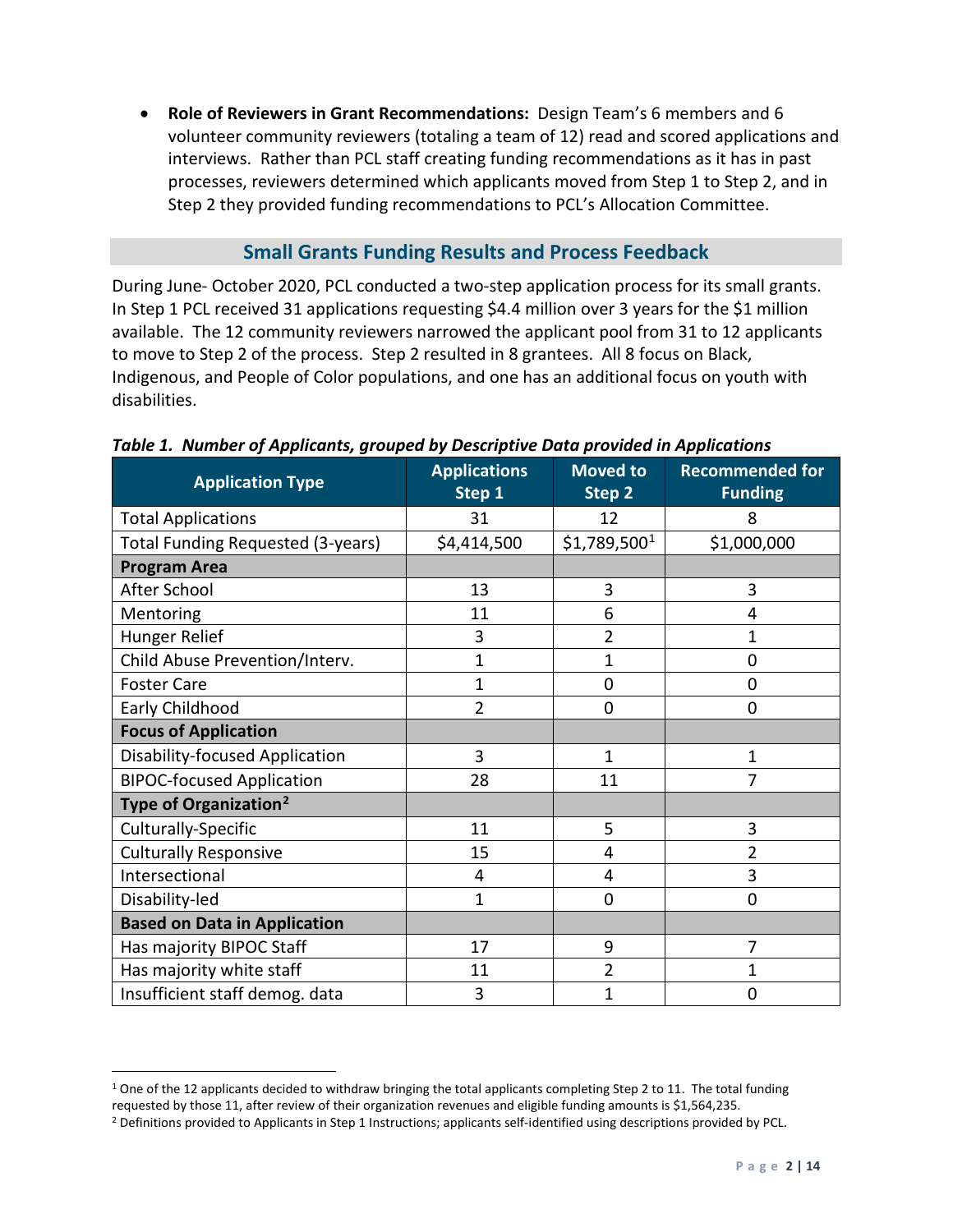- **Role of Reviewers in Grant Recommendations:** Design Team's 6 members and 6 volunteer community reviewers (totaling a team of 12) read and scored applications and interviews. Rather than PCL staff creating funding recommendations as it has in past processes, reviewers determined which applicants moved from Step 1 to Step 2, and in Step 2 they provided funding recommendations to PCL's Allocation Committee.

## Small Grants Funding Results and Process Feedback

During June- October 2020, PCL conducted a two-step application process for its small grants. In Step 1 PCL received 31 applications requesting $4.4 million over 3 years for the $1 million available. The 12 community reviewers narrowed the applicant pool from 31 to 12 applicants to move to Step 2 of the process. Step 2 resulted in 8 grantees. All 8 focus on Black, Indigenous, and People of Color populations, and one has an additional focus on youth with disabilities.

***Table 1. Number of Applicants, grouped by Descriptive Data provided in Applications***

| Application Type | Applications Step 1 | Moved to Step 2 | Recommended for Funding |
|---|---|---|---|
| Total Applications | 31 | 12 | 8 |
| Total Funding Requested (3-years) | $4,414,500 | $1,789,500[1] | $1,000,000 |
| **Program Area** | | | |
| After School | 13 | 3 | 3 |
| Mentoring | 11 | 6 | 4 |
| Hunger Relief | 3 | 2 | 1 |
| Child Abuse Prevention/Interv. | 1 | 1 | 0 |
| Foster Care | 1 | 0 | 0 |
| Early Childhood | 2 | 0 | 0 |
| **Focus of Application** | | | |
| Disability-focused Application | 3 | 1 | 1 |
| BIPOC-focused Application | 28 | 11 | 7 |
| **Type of Organization[2]** | | | |
| Culturally-Specific | 11 | 5 | 3 |
| Culturally Responsive | 15 | 4 | 2 |
| Intersectional | 4 | 4 | 3 |
| Disability-led | 1 | 0 | 0 |
| **Based on Data in Application** | | | |
| Has majority BIPOC Staff | 17 | 9 | 7 |
| Has majority white staff | 11 | 2 | 1 |
| Insufficient staff demog. data | 3 | 1 | 0 |

[1] One of the 12 applicants decided to withdraw bringing the total applicants completing Step 2 to 11. The total funding requested by those 11, after review of their organization revenues and eligible funding amounts is $1,564,235.

[2] Definitions provided to Applicants in Step 1 Instructions; applicants self-identified using descriptions provided by PCL.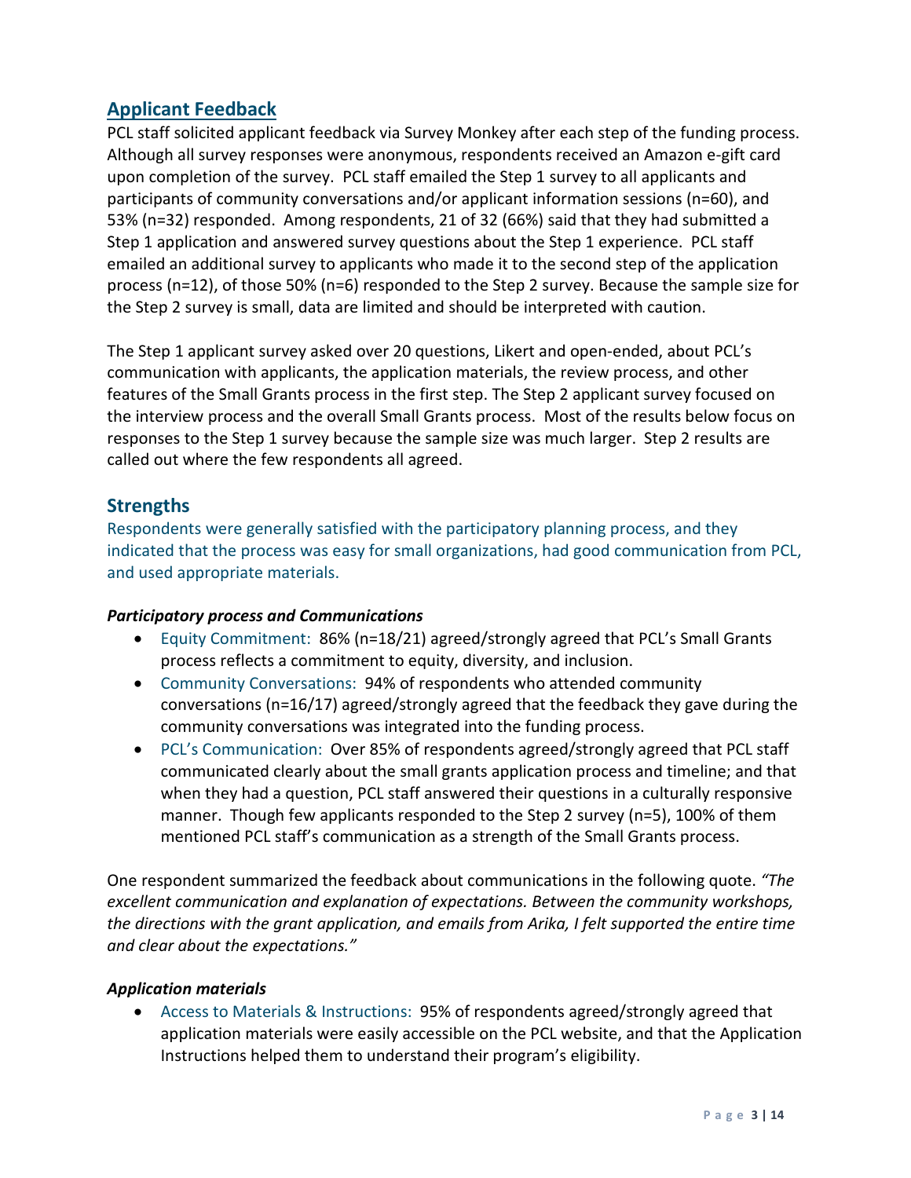## Applicant Feedback

PCL staff solicited applicant feedback via Survey Monkey after each step of the funding process. Although all survey responses were anonymous, respondents received an Amazon e-gift card upon completion of the survey. PCL staff emailed the Step 1 survey to all applicants and participants of community conversations and/or applicant information sessions (n=60), and 53% (n=32) responded. Among respondents, 21 of 32 (66%) said that they had submitted a Step 1 application and answered survey questions about the Step 1 experience. PCL staff emailed an additional survey to applicants who made it to the second step of the application process (n=12), of those 50% (n=6) responded to the Step 2 survey. Because the sample size for the Step 2 survey is small, data are limited and should be interpreted with caution.

The Step 1 applicant survey asked over 20 questions, Likert and open-ended, about PCL's communication with applicants, the application materials, the review process, and other features of the Small Grants process in the first step. The Step 2 applicant survey focused on the interview process and the overall Small Grants process. Most of the results below focus on responses to the Step 1 survey because the sample size was much larger. Step 2 results are called out where the few respondents all agreed.

### Strengths

Respondents were generally satisfied with the participatory planning process, and they indicated that the process was easy for small organizations, had good communication from PCL, and used appropriate materials.

***Participatory process and Communications***

- Equity Commitment: 86% (n=18/21) agreed/strongly agreed that PCL's Small Grants process reflects a commitment to equity, diversity, and inclusion.
- Community Conversations: 94% of respondents who attended community conversations (n=16/17) agreed/strongly agreed that the feedback they gave during the community conversations was integrated into the funding process.
- PCL's Communication: Over 85% of respondents agreed/strongly agreed that PCL staff communicated clearly about the small grants application process and timeline; and that when they had a question, PCL staff answered their questions in a culturally responsive manner. Though few applicants responded to the Step 2 survey (n=5), 100% of them mentioned PCL staff's communication as a strength of the Small Grants process.

One respondent summarized the feedback about communications in the following quote. *"The excellent communication and explanation of expectations. Between the community workshops, the directions with the grant application, and emails from Arika, I felt supported the entire time and clear about the expectations."*

***Application materials***

- Access to Materials & Instructions: 95% of respondents agreed/strongly agreed that application materials were easily accessible on the PCL website, and that the Application Instructions helped them to understand their program's eligibility.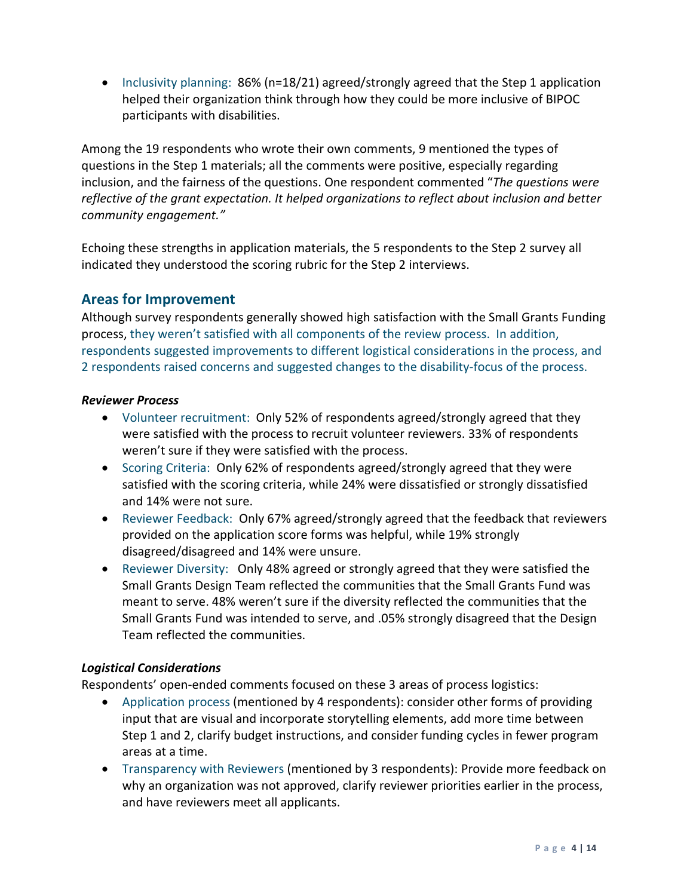- Inclusivity planning: 86% (n=18/21) agreed/strongly agreed that the Step 1 application helped their organization think through how they could be more inclusive of BIPOC participants with disabilities.

Among the 19 respondents who wrote their own comments, 9 mentioned the types of questions in the Step 1 materials; all the comments were positive, especially regarding inclusion, and the fairness of the questions. One respondent commented "*The questions were reflective of the grant expectation. It helped organizations to reflect about inclusion and better community engagement."*

Echoing these strengths in application materials, the 5 respondents to the Step 2 survey all indicated they understood the scoring rubric for the Step 2 interviews.

## Areas for Improvement

Although survey respondents generally showed high satisfaction with the Small Grants Funding process, they weren't satisfied with all components of the review process. In addition, respondents suggested improvements to different logistical considerations in the process, and 2 respondents raised concerns and suggested changes to the disability-focus of the process.

### *Reviewer Process*

- Volunteer recruitment: Only 52% of respondents agreed/strongly agreed that they were satisfied with the process to recruit volunteer reviewers. 33% of respondents weren't sure if they were satisfied with the process.
- Scoring Criteria: Only 62% of respondents agreed/strongly agreed that they were satisfied with the scoring criteria, while 24% were dissatisfied or strongly dissatisfied and 14% were not sure.
- Reviewer Feedback: Only 67% agreed/strongly agreed that the feedback that reviewers provided on the application score forms was helpful, while 19% strongly disagreed/disagreed and 14% were unsure.
- Reviewer Diversity: Only 48% agreed or strongly agreed that they were satisfied the Small Grants Design Team reflected the communities that the Small Grants Fund was meant to serve. 48% weren't sure if the diversity reflected the communities that the Small Grants Fund was intended to serve, and .05% strongly disagreed that the Design Team reflected the communities.

### *Logistical Considerations*

Respondents' open-ended comments focused on these 3 areas of process logistics:

- Application process (mentioned by 4 respondents): consider other forms of providing input that are visual and incorporate storytelling elements, add more time between Step 1 and 2, clarify budget instructions, and consider funding cycles in fewer program areas at a time.
- Transparency with Reviewers (mentioned by 3 respondents): Provide more feedback on why an organization was not approved, clarify reviewer priorities earlier in the process, and have reviewers meet all applicants.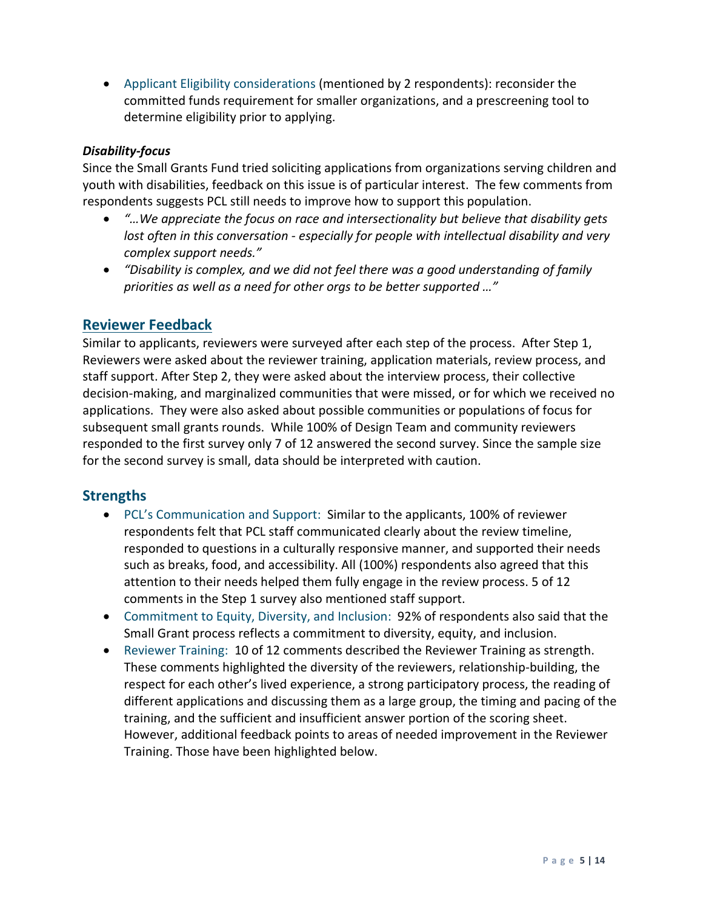- Applicant Eligibility considerations (mentioned by 2 respondents): reconsider the committed funds requirement for smaller organizations, and a prescreening tool to determine eligibility prior to applying.

***Disability-focus***

Since the Small Grants Fund tried soliciting applications from organizations serving children and youth with disabilities, feedback on this issue is of particular interest. The few comments from respondents suggests PCL still needs to improve how to support this population.

- *"…We appreciate the focus on race and intersectionality but believe that disability gets lost often in this conversation - especially for people with intellectual disability and very complex support needs."*
- *"Disability is complex, and we did not feel there was a good understanding of family priorities as well as a need for other orgs to be better supported …"*

## Reviewer Feedback

Similar to applicants, reviewers were surveyed after each step of the process. After Step 1, Reviewers were asked about the reviewer training, application materials, review process, and staff support. After Step 2, they were asked about the interview process, their collective decision-making, and marginalized communities that were missed, or for which we received no applications. They were also asked about possible communities or populations of focus for subsequent small grants rounds. While 100% of Design Team and community reviewers responded to the first survey only 7 of 12 answered the second survey. Since the sample size for the second survey is small, data should be interpreted with caution.

## Strengths

- PCL's Communication and Support: Similar to the applicants, 100% of reviewer respondents felt that PCL staff communicated clearly about the review timeline, responded to questions in a culturally responsive manner, and supported their needs such as breaks, food, and accessibility. All (100%) respondents also agreed that this attention to their needs helped them fully engage in the review process. 5 of 12 comments in the Step 1 survey also mentioned staff support.
- Commitment to Equity, Diversity, and Inclusion: 92% of respondents also said that the Small Grant process reflects a commitment to diversity, equity, and inclusion.
- Reviewer Training: 10 of 12 comments described the Reviewer Training as strength. These comments highlighted the diversity of the reviewers, relationship-building, the respect for each other's lived experience, a strong participatory process, the reading of different applications and discussing them as a large group, the timing and pacing of the training, and the sufficient and insufficient answer portion of the scoring sheet. However, additional feedback points to areas of needed improvement in the Reviewer Training. Those have been highlighted below.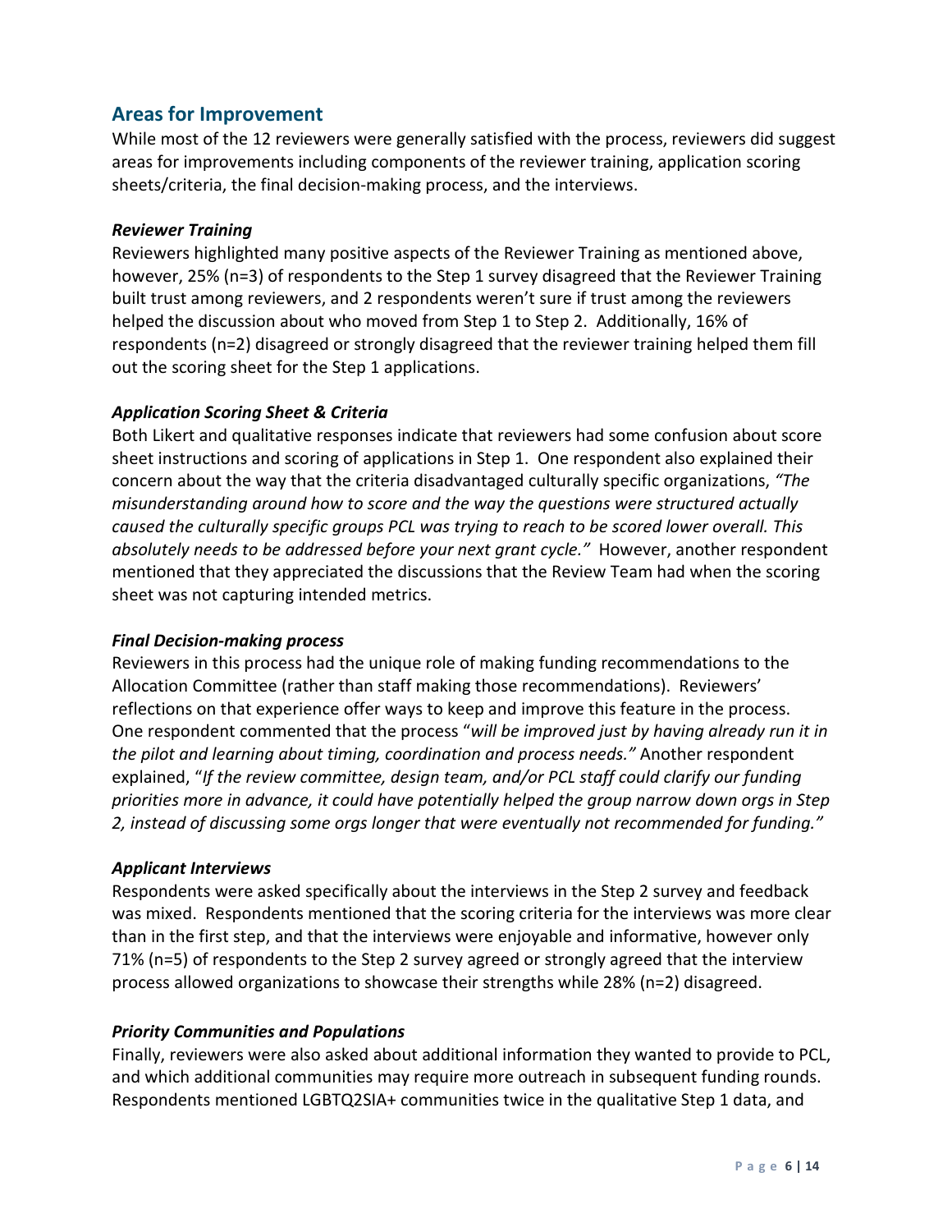## Areas for Improvement

While most of the 12 reviewers were generally satisfied with the process, reviewers did suggest areas for improvements including components of the reviewer training, application scoring sheets/criteria, the final decision-making process, and the interviews.

### *Reviewer Training*

Reviewers highlighted many positive aspects of the Reviewer Training as mentioned above, however, 25% (n=3) of respondents to the Step 1 survey disagreed that the Reviewer Training built trust among reviewers, and 2 respondents weren't sure if trust among the reviewers helped the discussion about who moved from Step 1 to Step 2. Additionally, 16% of respondents (n=2) disagreed or strongly disagreed that the reviewer training helped them fill out the scoring sheet for the Step 1 applications.

### *Application Scoring Sheet & Criteria*

Both Likert and qualitative responses indicate that reviewers had some confusion about score sheet instructions and scoring of applications in Step 1. One respondent also explained their concern about the way that the criteria disadvantaged culturally specific organizations, *"The misunderstanding around how to score and the way the questions were structured actually caused the culturally specific groups PCL was trying to reach to be scored lower overall. This absolutely needs to be addressed before your next grant cycle."* However, another respondent mentioned that they appreciated the discussions that the Review Team had when the scoring sheet was not capturing intended metrics.

### *Final Decision-making process*

Reviewers in this process had the unique role of making funding recommendations to the Allocation Committee (rather than staff making those recommendations). Reviewers' reflections on that experience offer ways to keep and improve this feature in the process. One respondent commented that the process "*will be improved just by having already run it in the pilot and learning about timing, coordination and process needs."* Another respondent explained, "*If the review committee, design team, and/or PCL staff could clarify our funding priorities more in advance, it could have potentially helped the group narrow down orgs in Step 2, instead of discussing some orgs longer that were eventually not recommended for funding."*

### *Applicant Interviews*

Respondents were asked specifically about the interviews in the Step 2 survey and feedback was mixed. Respondents mentioned that the scoring criteria for the interviews was more clear than in the first step, and that the interviews were enjoyable and informative, however only 71% (n=5) of respondents to the Step 2 survey agreed or strongly agreed that the interview process allowed organizations to showcase their strengths while 28% (n=2) disagreed.

### *Priority Communities and Populations*

Finally, reviewers were also asked about additional information they wanted to provide to PCL, and which additional communities may require more outreach in subsequent funding rounds. Respondents mentioned LGBTQ2SIA+ communities twice in the qualitative Step 1 data, and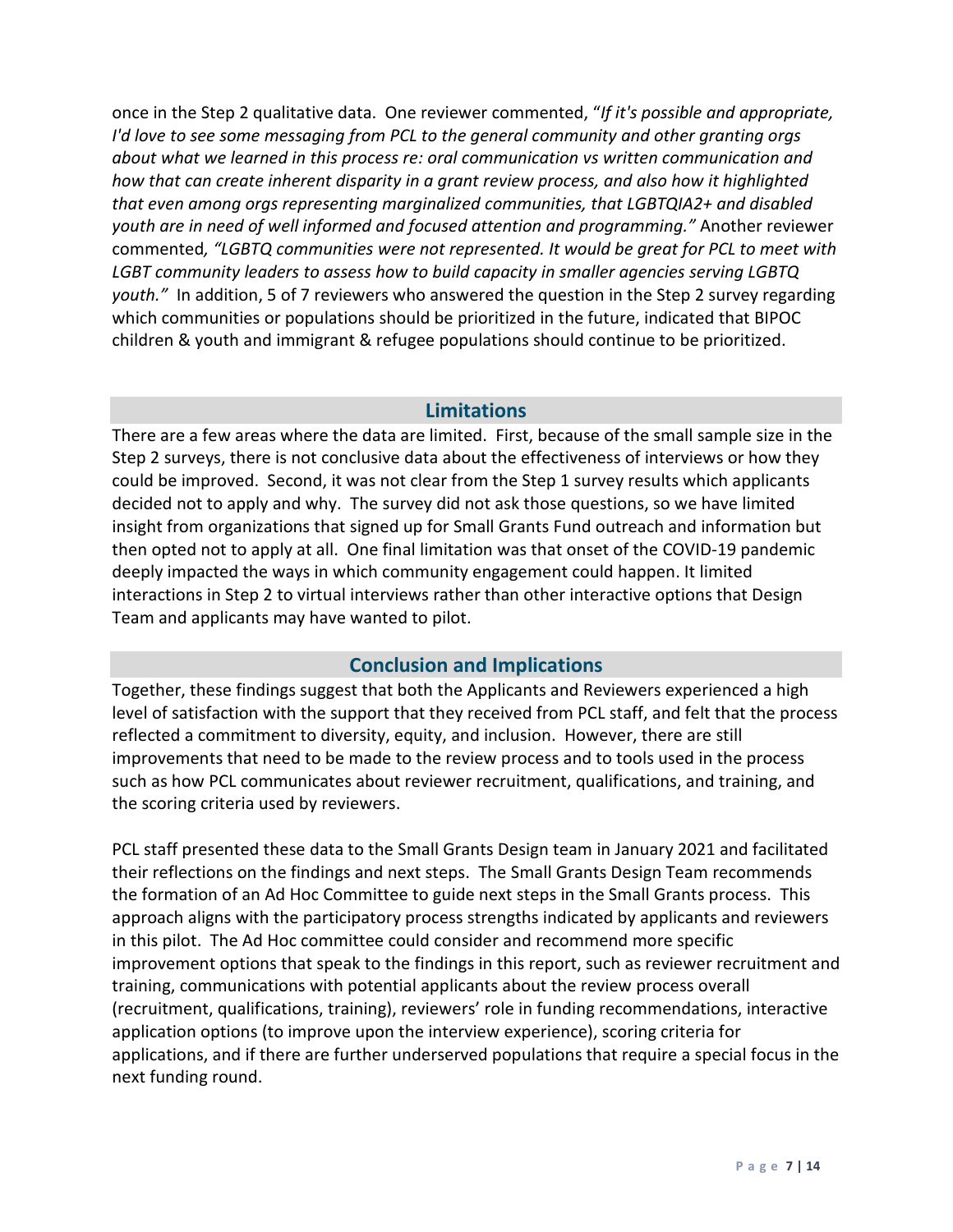once in the Step 2 qualitative data. One reviewer commented, "*If it's possible and appropriate, I'd love to see some messaging from PCL to the general community and other granting orgs about what we learned in this process re: oral communication vs written communication and how that can create inherent disparity in a grant review process, and also how it highlighted that even among orgs representing marginalized communities, that LGBTQIA2+ and disabled youth are in need of well informed and focused attention and programming."* Another reviewer commented*, "LGBTQ communities were not represented. It would be great for PCL to meet with LGBT community leaders to assess how to build capacity in smaller agencies serving LGBTQ youth."* In addition, 5 of 7 reviewers who answered the question in the Step 2 survey regarding which communities or populations should be prioritized in the future, indicated that BIPOC children & youth and immigrant & refugee populations should continue to be prioritized.

## Limitations

There are a few areas where the data are limited. First, because of the small sample size in the Step 2 surveys, there is not conclusive data about the effectiveness of interviews or how they could be improved. Second, it was not clear from the Step 1 survey results which applicants decided not to apply and why. The survey did not ask those questions, so we have limited insight from organizations that signed up for Small Grants Fund outreach and information but then opted not to apply at all. One final limitation was that onset of the COVID-19 pandemic deeply impacted the ways in which community engagement could happen. It limited interactions in Step 2 to virtual interviews rather than other interactive options that Design Team and applicants may have wanted to pilot.

## Conclusion and Implications

Together, these findings suggest that both the Applicants and Reviewers experienced a high level of satisfaction with the support that they received from PCL staff, and felt that the process reflected a commitment to diversity, equity, and inclusion. However, there are still improvements that need to be made to the review process and to tools used in the process such as how PCL communicates about reviewer recruitment, qualifications, and training, and the scoring criteria used by reviewers.

PCL staff presented these data to the Small Grants Design team in January 2021 and facilitated their reflections on the findings and next steps. The Small Grants Design Team recommends the formation of an Ad Hoc Committee to guide next steps in the Small Grants process. This approach aligns with the participatory process strengths indicated by applicants and reviewers in this pilot. The Ad Hoc committee could consider and recommend more specific improvement options that speak to the findings in this report, such as reviewer recruitment and training, communications with potential applicants about the review process overall (recruitment, qualifications, training), reviewers' role in funding recommendations, interactive application options (to improve upon the interview experience), scoring criteria for applications, and if there are further underserved populations that require a special focus in the next funding round.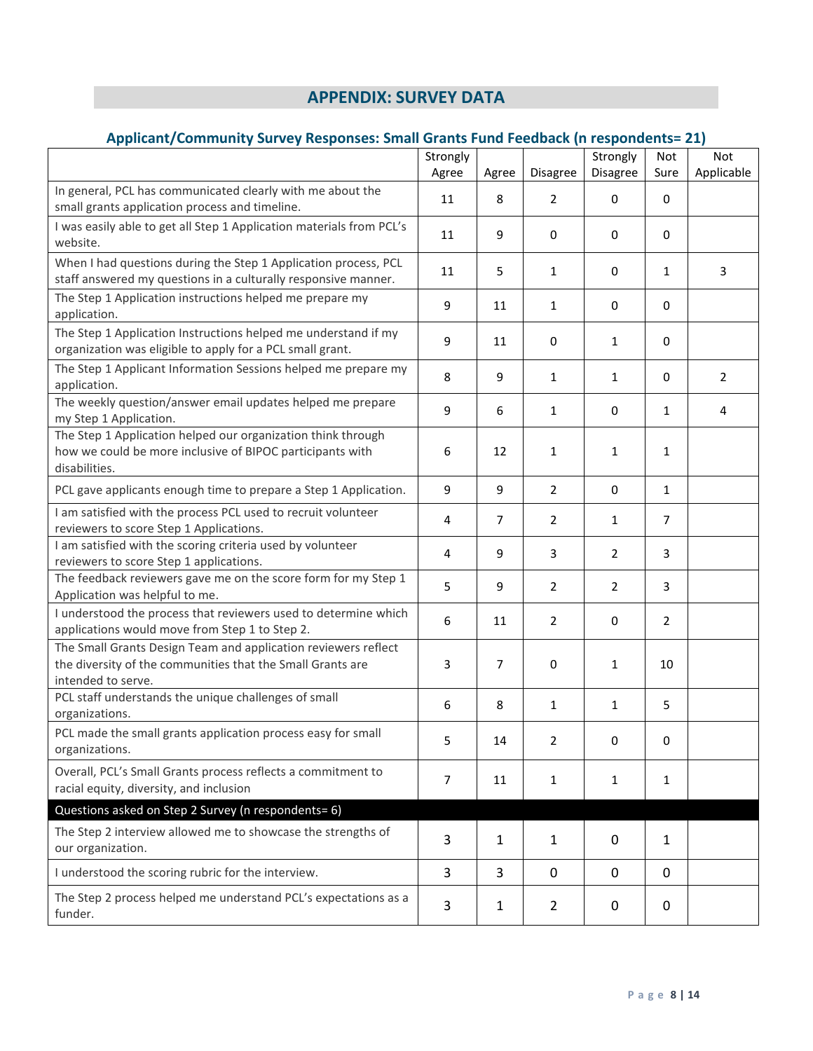# APPENDIX: SURVEY DATA

### Applicant/Community Survey Responses: Small Grants Fund Feedback (n respondents= 21)

| | Strongly Agree | Agree | Disagree | Strongly Disagree | Not Sure | Not Applicable |
|---|---|---|---|---|---|---|
| In general, PCL has communicated clearly with me about the small grants application process and timeline. | 11 | 8 | 2 | 0 | 0 | |
| I was easily able to get all Step 1 Application materials from PCL's website. | 11 | 9 | 0 | 0 | 0 | |
| When I had questions during the Step 1 Application process, PCL staff answered my questions in a culturally responsive manner. | 11 | 5 | 1 | 0 | 1 | 3 |
| The Step 1 Application instructions helped me prepare my application. | 9 | 11 | 1 | 0 | 0 | |
| The Step 1 Application Instructions helped me understand if my organization was eligible to apply for a PCL small grant. | 9 | 11 | 0 | 1 | 0 | |
| The Step 1 Applicant Information Sessions helped me prepare my application. | 8 | 9 | 1 | 1 | 0 | 2 |
| The weekly question/answer email updates helped me prepare my Step 1 Application. | 9 | 6 | 1 | 0 | 1 | 4 |
| The Step 1 Application helped our organization think through how we could be more inclusive of BIPOC participants with disabilities. | 6 | 12 | 1 | 1 | 1 | |
| PCL gave applicants enough time to prepare a Step 1 Application. | 9 | 9 | 2 | 0 | 1 | |
| I am satisfied with the process PCL used to recruit volunteer reviewers to score Step 1 Applications. | 4 | 7 | 2 | 1 | 7 | |
| I am satisfied with the scoring criteria used by volunteer reviewers to score Step 1 applications. | 4 | 9 | 3 | 2 | 3 | |
| The feedback reviewers gave me on the score form for my Step 1 Application was helpful to me. | 5 | 9 | 2 | 2 | 3 | |
| I understood the process that reviewers used to determine which applications would move from Step 1 to Step 2. | 6 | 11 | 2 | 0 | 2 | |
| The Small Grants Design Team and application reviewers reflect the diversity of the communities that the Small Grants are intended to serve. | 3 | 7 | 0 | 1 | 10 | |
| PCL staff understands the unique challenges of small organizations. | 6 | 8 | 1 | 1 | 5 | |
| PCL made the small grants application process easy for small organizations. | 5 | 14 | 2 | 0 | 0 | |
| Overall, PCL's Small Grants process reflects a commitment to racial equity, diversity, and inclusion | 7 | 11 | 1 | 1 | 1 | |
| **Questions asked on Step 2 Survey (n respondents= 6)** | | | | | | |
| The Step 2 interview allowed me to showcase the strengths of our organization. | 3 | 1 | 1 | 0 | 1 | |
| I understood the scoring rubric for the interview. | 3 | 3 | 0 | 0 | 0 | |
| The Step 2 process helped me understand PCL's expectations as a funder. | 3 | 1 | 2 | 0 | 0 | |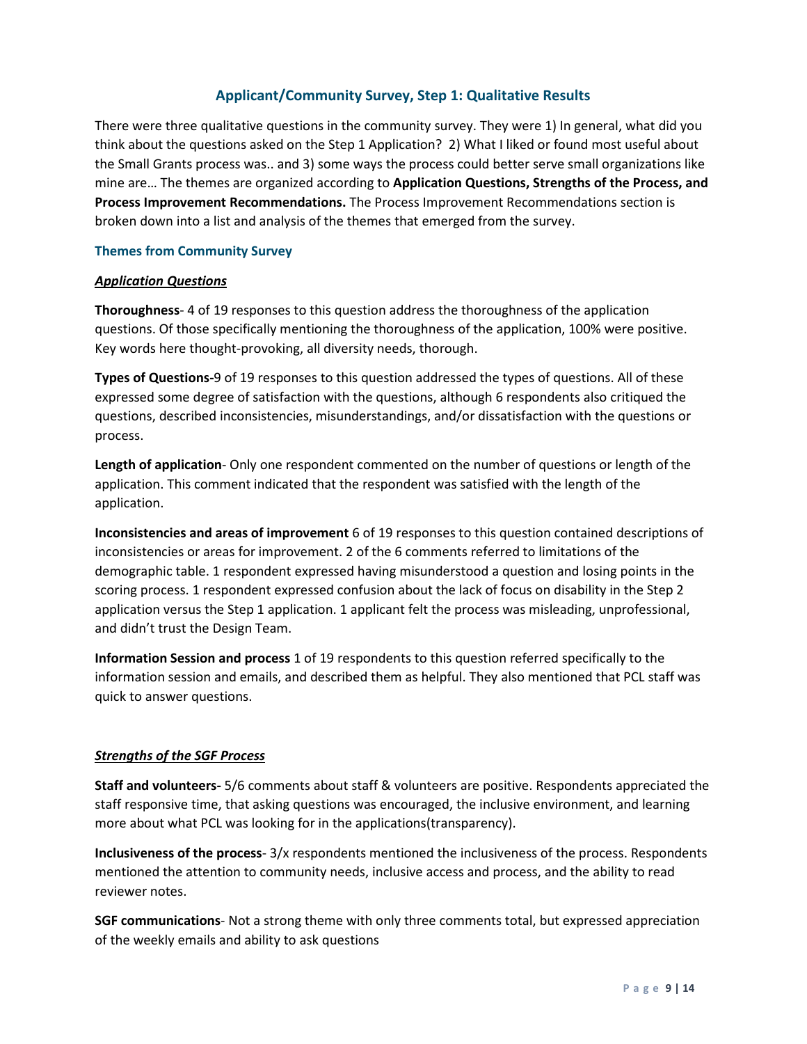## Applicant/Community Survey, Step 1: Qualitative Results

There were three qualitative questions in the community survey. They were 1) In general, what did you think about the questions asked on the Step 1 Application? 2) What I liked or found most useful about the Small Grants process was.. and 3) some ways the process could better serve small organizations like mine are… The themes are organized according to **Application Questions, Strengths of the Process, and Process Improvement Recommendations.** The Process Improvement Recommendations section is broken down into a list and analysis of the themes that emerged from the survey.

### Themes from Community Survey

***<u>Application Questions</u>***

**Thoroughness**- 4 of 19 responses to this question address the thoroughness of the application questions. Of those specifically mentioning the thoroughness of the application, 100% were positive. Key words here thought-provoking, all diversity needs, thorough.

**Types of Questions-**9 of 19 responses to this question addressed the types of questions. All of these expressed some degree of satisfaction with the questions, although 6 respondents also critiqued the questions, described inconsistencies, misunderstandings, and/or dissatisfaction with the questions or process.

**Length of application**- Only one respondent commented on the number of questions or length of the application. This comment indicated that the respondent was satisfied with the length of the application.

**Inconsistencies and areas of improvement** 6 of 19 responses to this question contained descriptions of inconsistencies or areas for improvement. 2 of the 6 comments referred to limitations of the demographic table. 1 respondent expressed having misunderstood a question and losing points in the scoring process. 1 respondent expressed confusion about the lack of focus on disability in the Step 2 application versus the Step 1 application. 1 applicant felt the process was misleading, unprofessional, and didn't trust the Design Team.

**Information Session and process** 1 of 19 respondents to this question referred specifically to the information session and emails, and described them as helpful. They also mentioned that PCL staff was quick to answer questions.

***<u>Strengths of the SGF Process</u>***

**Staff and volunteers-** 5/6 comments about staff & volunteers are positive. Respondents appreciated the staff responsive time, that asking questions was encouraged, the inclusive environment, and learning more about what PCL was looking for in the applications(transparency).

**Inclusiveness of the process**- 3/x respondents mentioned the inclusiveness of the process. Respondents mentioned the attention to community needs, inclusive access and process, and the ability to read reviewer notes.

**SGF communications**- Not a strong theme with only three comments total, but expressed appreciation of the weekly emails and ability to ask questions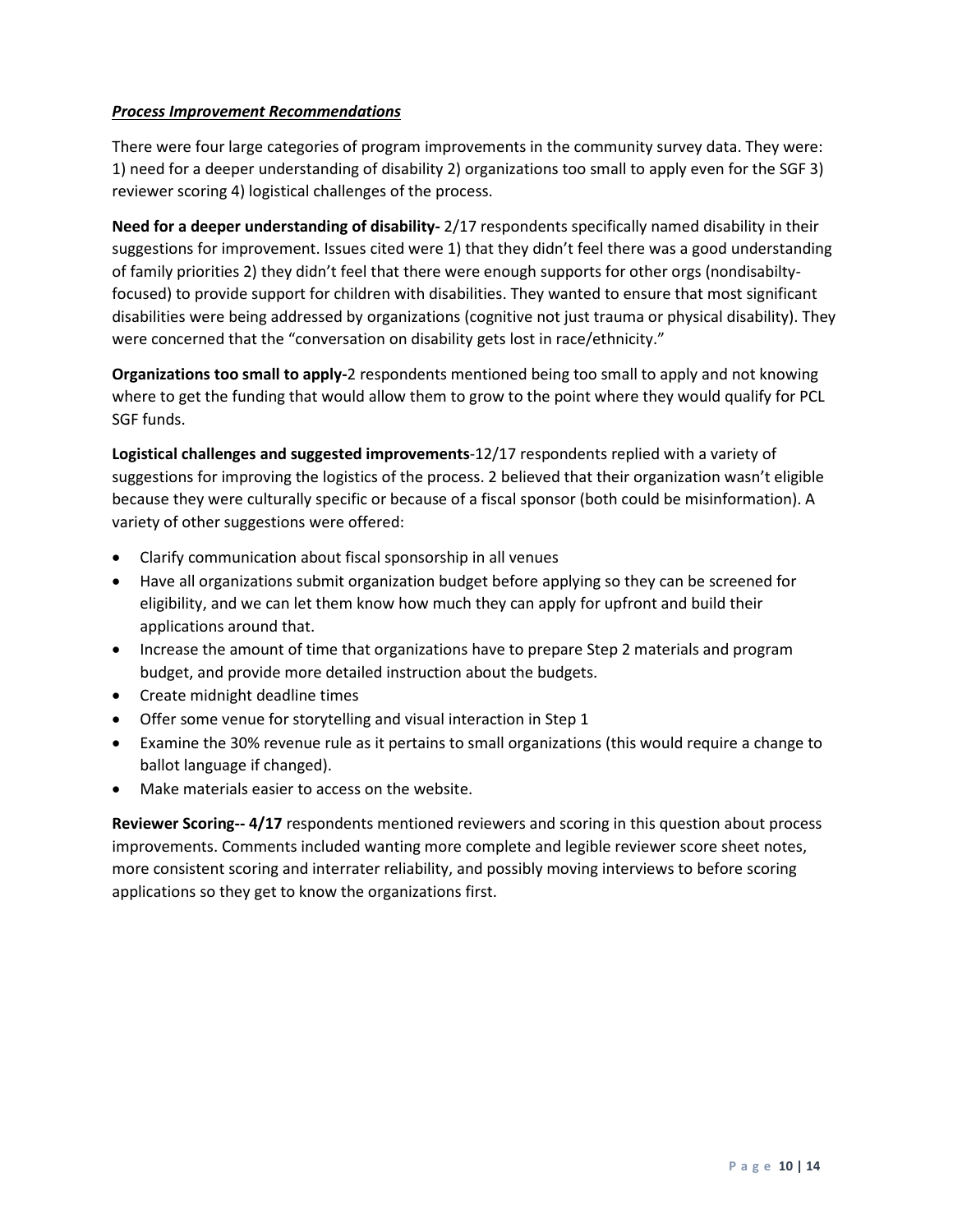***Process Improvement Recommendations***

There were four large categories of program improvements in the community survey data. They were: 1) need for a deeper understanding of disability 2) organizations too small to apply even for the SGF 3) reviewer scoring 4) logistical challenges of the process.

**Need for a deeper understanding of disability-** 2/17 respondents specifically named disability in their suggestions for improvement. Issues cited were 1) that they didn't feel there was a good understanding of family priorities 2) they didn't feel that there were enough supports for other orgs (nondisabilty-focused) to provide support for children with disabilities. They wanted to ensure that most significant disabilities were being addressed by organizations (cognitive not just trauma or physical disability). They were concerned that the "conversation on disability gets lost in race/ethnicity."

**Organizations too small to apply-**2 respondents mentioned being too small to apply and not knowing where to get the funding that would allow them to grow to the point where they would qualify for PCL SGF funds.

**Logistical challenges and suggested improvements**-12/17 respondents replied with a variety of suggestions for improving the logistics of the process. 2 believed that their organization wasn't eligible because they were culturally specific or because of a fiscal sponsor (both could be misinformation). A variety of other suggestions were offered:

- Clarify communication about fiscal sponsorship in all venues
- Have all organizations submit organization budget before applying so they can be screened for eligibility, and we can let them know how much they can apply for upfront and build their applications around that.
- Increase the amount of time that organizations have to prepare Step 2 materials and program budget, and provide more detailed instruction about the budgets.
- Create midnight deadline times
- Offer some venue for storytelling and visual interaction in Step 1
- Examine the 30% revenue rule as it pertains to small organizations (this would require a change to ballot language if changed).
- Make materials easier to access on the website.

**Reviewer Scoring-- 4/17** respondents mentioned reviewers and scoring in this question about process improvements. Comments included wanting more complete and legible reviewer score sheet notes, more consistent scoring and interrater reliability, and possibly moving interviews to before scoring applications so they get to know the organizations first.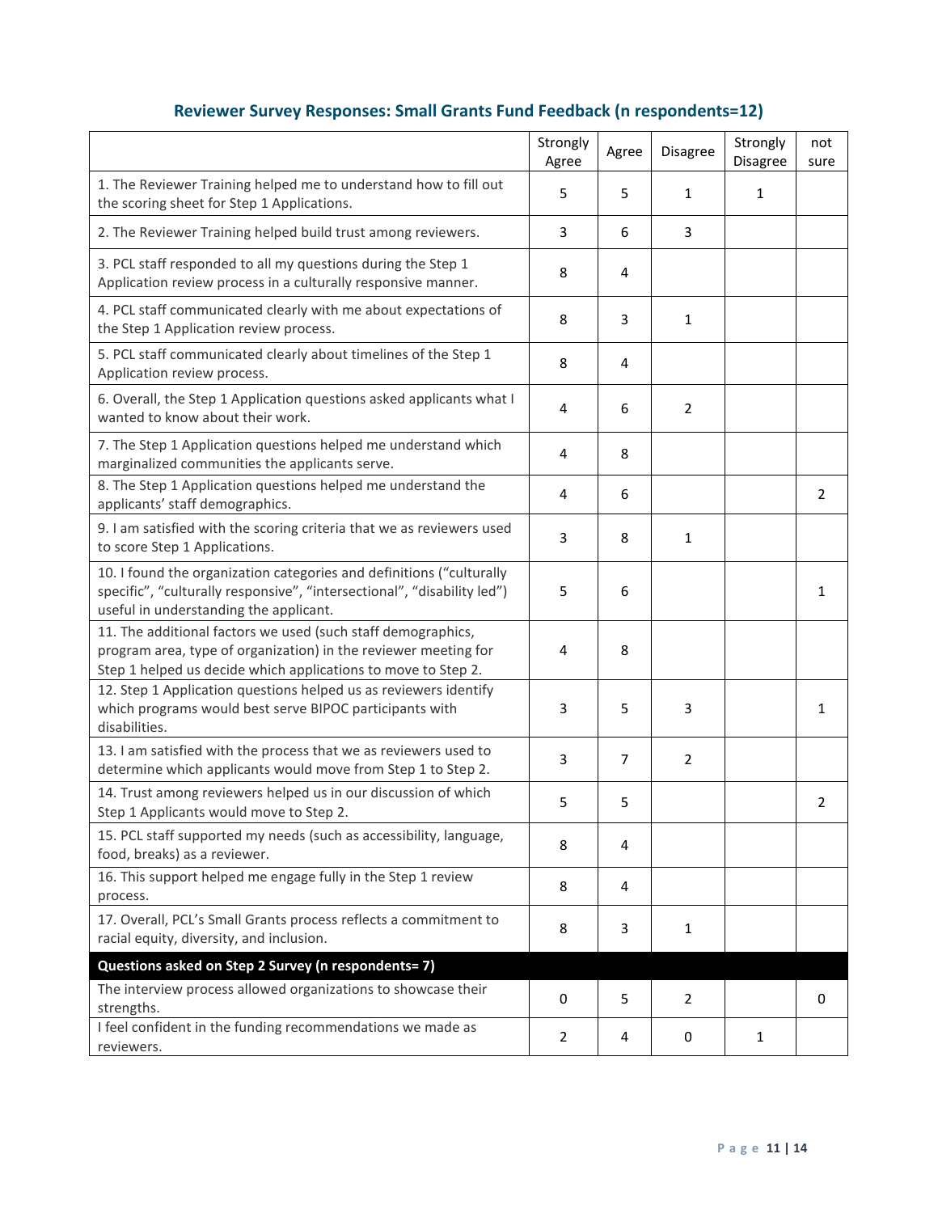## Reviewer Survey Responses: Small Grants Fund Feedback (n respondents=12)

| | Strongly Agree | Agree | Disagree | Strongly Disagree | not sure |
|---|---|---|---|---|---|
| 1. The Reviewer Training helped me to understand how to fill out the scoring sheet for Step 1 Applications. | 5 | 5 | 1 | 1 | |
| 2. The Reviewer Training helped build trust among reviewers. | 3 | 6 | 3 | | |
| 3. PCL staff responded to all my questions during the Step 1 Application review process in a culturally responsive manner. | 8 | 4 | | | |
| 4. PCL staff communicated clearly with me about expectations of the Step 1 Application review process. | 8 | 3 | 1 | | |
| 5. PCL staff communicated clearly about timelines of the Step 1 Application review process. | 8 | 4 | | | |
| 6. Overall, the Step 1 Application questions asked applicants what I wanted to know about their work. | 4 | 6 | 2 | | |
| 7. The Step 1 Application questions helped me understand which marginalized communities the applicants serve. | 4 | 8 | | | |
| 8. The Step 1 Application questions helped me understand the applicants' staff demographics. | 4 | 6 | | | 2 |
| 9. I am satisfied with the scoring criteria that we as reviewers used to score Step 1 Applications. | 3 | 8 | 1 | | |
| 10. I found the organization categories and definitions ("culturally specific", "culturally responsive", "intersectional", "disability led") useful in understanding the applicant. | 5 | 6 | | | 1 |
| 11. The additional factors we used (such staff demographics, program area, type of organization) in the reviewer meeting for Step 1 helped us decide which applications to move to Step 2. | 4 | 8 | | | |
| 12. Step 1 Application questions helped us as reviewers identify which programs would best serve BIPOC participants with disabilities. | 3 | 5 | 3 | | 1 |
| 13. I am satisfied with the process that we as reviewers used to determine which applicants would move from Step 1 to Step 2. | 3 | 7 | 2 | | |
| 14. Trust among reviewers helped us in our discussion of which Step 1 Applicants would move to Step 2. | 5 | 5 | | | 2 |
| 15. PCL staff supported my needs (such as accessibility, language, food, breaks) as a reviewer. | 8 | 4 | | | |
| 16. This support helped me engage fully in the Step 1 review process. | 8 | 4 | | | |
| 17. Overall, PCL's Small Grants process reflects a commitment to racial equity, diversity, and inclusion. | 8 | 3 | 1 | | |
| **Questions asked on Step 2 Survey (n respondents= 7)** | | | | | |
| The interview process allowed organizations to showcase their strengths. | 0 | 5 | 2 | | 0 |
| I feel confident in the funding recommendations we made as reviewers. | 2 | 4 | 0 | 1 | |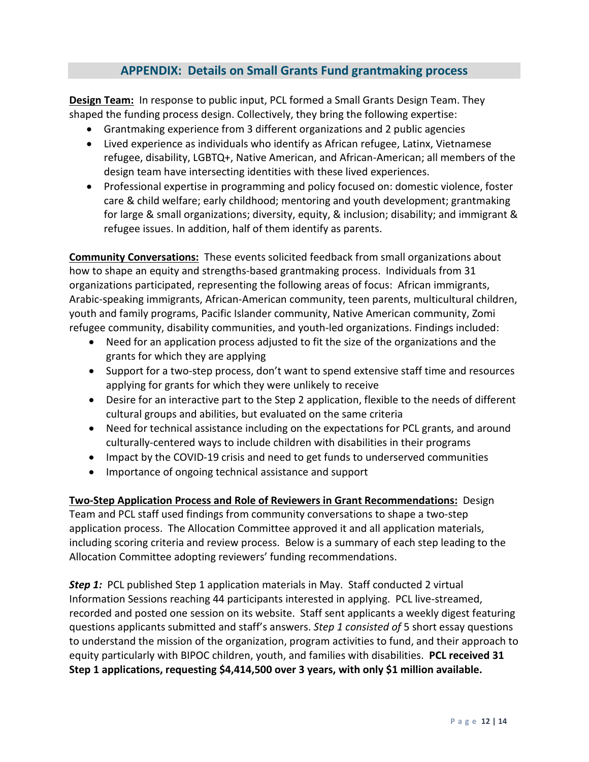## APPENDIX: Details on Small Grants Fund grantmaking process

**Design Team:** In response to public input, PCL formed a Small Grants Design Team. They shaped the funding process design. Collectively, they bring the following expertise:

- Grantmaking experience from 3 different organizations and 2 public agencies
- Lived experience as individuals who identify as African refugee, Latinx, Vietnamese refugee, disability, LGBTQ+, Native American, and African-American; all members of the design team have intersecting identities with these lived experiences.
- Professional expertise in programming and policy focused on: domestic violence, foster care & child welfare; early childhood; mentoring and youth development; grantmaking for large & small organizations; diversity, equity, & inclusion; disability; and immigrant & refugee issues. In addition, half of them identify as parents.

**Community Conversations:** These events solicited feedback from small organizations about how to shape an equity and strengths-based grantmaking process. Individuals from 31 organizations participated, representing the following areas of focus: African immigrants, Arabic-speaking immigrants, African-American community, teen parents, multicultural children, youth and family programs, Pacific Islander community, Native American community, Zomi refugee community, disability communities, and youth-led organizations. Findings included:

- Need for an application process adjusted to fit the size of the organizations and the grants for which they are applying
- Support for a two-step process, don't want to spend extensive staff time and resources applying for grants for which they were unlikely to receive
- Desire for an interactive part to the Step 2 application, flexible to the needs of different cultural groups and abilities, but evaluated on the same criteria
- Need for technical assistance including on the expectations for PCL grants, and around culturally-centered ways to include children with disabilities in their programs
- Impact by the COVID-19 crisis and need to get funds to underserved communities
- Importance of ongoing technical assistance and support

**Two-Step Application Process and Role of Reviewers in Grant Recommendations:** Design Team and PCL staff used findings from community conversations to shape a two-step application process. The Allocation Committee approved it and all application materials, including scoring criteria and review process. Below is a summary of each step leading to the Allocation Committee adopting reviewers' funding recommendations.

***Step 1:*** PCL published Step 1 application materials in May. Staff conducted 2 virtual Information Sessions reaching 44 participants interested in applying. PCL live-streamed, recorded and posted one session on its website. Staff sent applicants a weekly digest featuring questions applicants submitted and staff's answers. *Step 1 consisted of* 5 short essay questions to understand the mission of the organization, program activities to fund, and their approach to equity particularly with BIPOC children, youth, and families with disabilities. **PCL received 31 Step 1 applications, requesting $4,414,500 over 3 years, with only $1 million available.**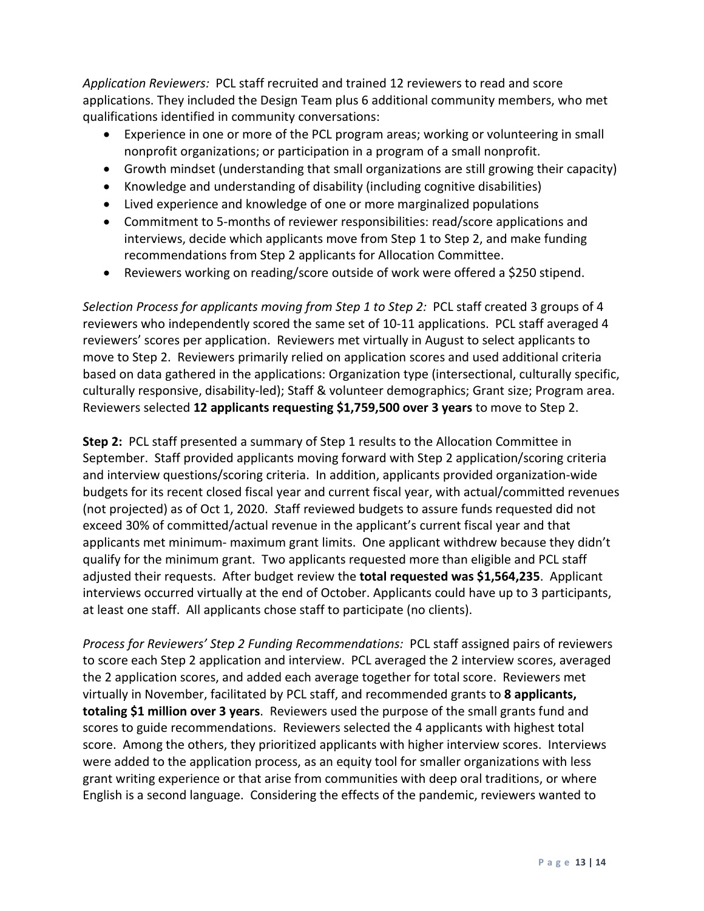*Application Reviewers:* PCL staff recruited and trained 12 reviewers to read and score applications. They included the Design Team plus 6 additional community members, who met qualifications identified in community conversations:

- Experience in one or more of the PCL program areas; working or volunteering in small nonprofit organizations; or participation in a program of a small nonprofit.
- Growth mindset (understanding that small organizations are still growing their capacity)
- Knowledge and understanding of disability (including cognitive disabilities)
- Lived experience and knowledge of one or more marginalized populations
- Commitment to 5-months of reviewer responsibilities: read/score applications and interviews, decide which applicants move from Step 1 to Step 2, and make funding recommendations from Step 2 applicants for Allocation Committee.
- Reviewers working on reading/score outside of work were offered a $250 stipend.

*Selection Process for applicants moving from Step 1 to Step 2:* PCL staff created 3 groups of 4 reviewers who independently scored the same set of 10-11 applications. PCL staff averaged 4 reviewers' scores per application. Reviewers met virtually in August to select applicants to move to Step 2. Reviewers primarily relied on application scores and used additional criteria based on data gathered in the applications: Organization type (intersectional, culturally specific, culturally responsive, disability-led); Staff & volunteer demographics; Grant size; Program area. Reviewers selected **12 applicants requesting $1,759,500 over 3 years** to move to Step 2.

**Step 2:** PCL staff presented a summary of Step 1 results to the Allocation Committee in September. Staff provided applicants moving forward with Step 2 application/scoring criteria and interview questions/scoring criteria. In addition, applicants provided organization-wide budgets for its recent closed fiscal year and current fiscal year, with actual/committed revenues (not projected) as of Oct 1, 2020. *S*taff reviewed budgets to assure funds requested did not exceed 30% of committed/actual revenue in the applicant's current fiscal year and that applicants met minimum- maximum grant limits. One applicant withdrew because they didn't qualify for the minimum grant. Two applicants requested more than eligible and PCL staff adjusted their requests. After budget review the **total requested was $1,564,235**. Applicant interviews occurred virtually at the end of October. Applicants could have up to 3 participants, at least one staff. All applicants chose staff to participate (no clients).

*Process for Reviewers' Step 2 Funding Recommendations:* PCL staff assigned pairs of reviewers to score each Step 2 application and interview. PCL averaged the 2 interview scores, averaged the 2 application scores, and added each average together for total score. Reviewers met virtually in November, facilitated by PCL staff, and recommended grants to **8 applicants, totaling $1 million over 3 years**. Reviewers used the purpose of the small grants fund and scores to guide recommendations. Reviewers selected the 4 applicants with highest total score. Among the others, they prioritized applicants with higher interview scores. Interviews were added to the application process, as an equity tool for smaller organizations with less grant writing experience or that arise from communities with deep oral traditions, or where English is a second language. Considering the effects of the pandemic, reviewers wanted to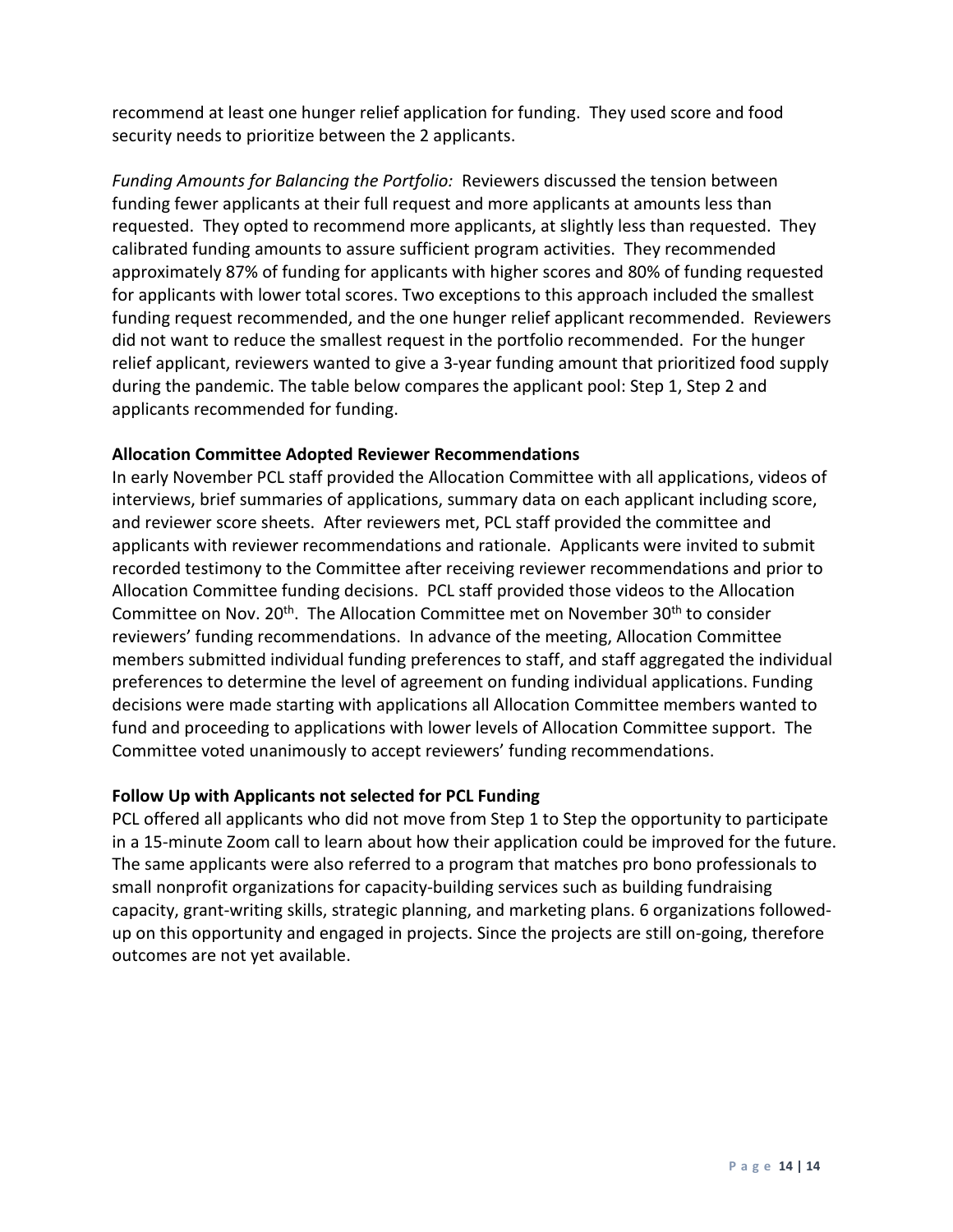recommend at least one hunger relief application for funding. They used score and food security needs to prioritize between the 2 applicants.

*Funding Amounts for Balancing the Portfolio:* Reviewers discussed the tension between funding fewer applicants at their full request and more applicants at amounts less than requested. They opted to recommend more applicants, at slightly less than requested. They calibrated funding amounts to assure sufficient program activities. They recommended approximately 87% of funding for applicants with higher scores and 80% of funding requested for applicants with lower total scores. Two exceptions to this approach included the smallest funding request recommended, and the one hunger relief applicant recommended. Reviewers did not want to reduce the smallest request in the portfolio recommended. For the hunger relief applicant, reviewers wanted to give a 3-year funding amount that prioritized food supply during the pandemic. The table below compares the applicant pool: Step 1, Step 2 and applicants recommended for funding.

**Allocation Committee Adopted Reviewer Recommendations**

In early November PCL staff provided the Allocation Committee with all applications, videos of interviews, brief summaries of applications, summary data on each applicant including score, and reviewer score sheets. After reviewers met, PCL staff provided the committee and applicants with reviewer recommendations and rationale. Applicants were invited to submit recorded testimony to the Committee after receiving reviewer recommendations and prior to Allocation Committee funding decisions. PCL staff provided those videos to the Allocation Committee on Nov. 20th. The Allocation Committee met on November 30th to consider reviewers' funding recommendations. In advance of the meeting, Allocation Committee members submitted individual funding preferences to staff, and staff aggregated the individual preferences to determine the level of agreement on funding individual applications. Funding decisions were made starting with applications all Allocation Committee members wanted to fund and proceeding to applications with lower levels of Allocation Committee support. The Committee voted unanimously to accept reviewers' funding recommendations.

**Follow Up with Applicants not selected for PCL Funding**

PCL offered all applicants who did not move from Step 1 to Step the opportunity to participate in a 15-minute Zoom call to learn about how their application could be improved for the future. The same applicants were also referred to a program that matches pro bono professionals to small nonprofit organizations for capacity-building services such as building fundraising capacity, grant-writing skills, strategic planning, and marketing plans. 6 organizations followed-up on this opportunity and engaged in projects. Since the projects are still on-going, therefore outcomes are not yet available.